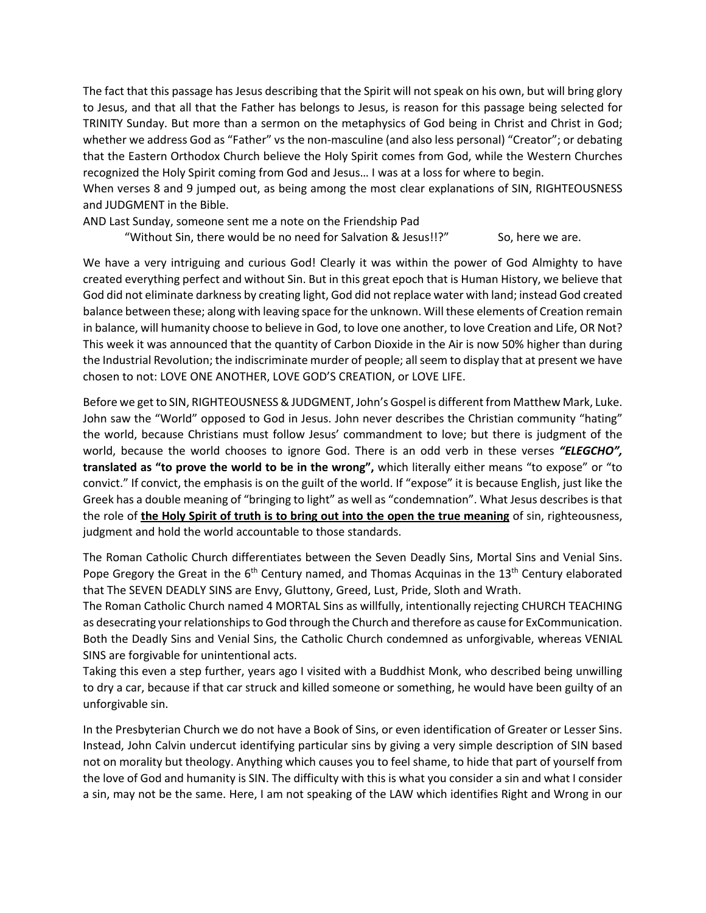The fact that this passage has Jesus describing that the Spirit will not speak on his own, but will bring glory to Jesus, and that all that the Father has belongs to Jesus, is reason for this passage being selected for TRINITY Sunday. But more than a sermon on the metaphysics of God being in Christ and Christ in God; whether we address God as "Father" vs the non-masculine (and also less personal) "Creator"; or debating that the Eastern Orthodox Church believe the Holy Spirit comes from God, while the Western Churches recognized the Holy Spirit coming from God and Jesus… I was at a loss for where to begin.
When verses 8 and 9 jumped out, as being among the most clear explanations of SIN, RIGHTEOUSNESS and JUDGMENT in the Bible.
AND Last Sunday, someone sent me a note on the Friendship Pad

"Without Sin, there would be no need for Salvation & Jesus!!?" So, here we are.

We have a very intriguing and curious God! Clearly it was within the power of God Almighty to have created everything perfect and without Sin. But in this great epoch that is Human History, we believe that God did not eliminate darkness by creating light, God did not replace water with land; instead God created balance between these; along with leaving space for the unknown. Will these elements of Creation remain in balance, will humanity choose to believe in God, to love one another, to love Creation and Life, OR Not? This week it was announced that the quantity of Carbon Dioxide in the Air is now 50% higher than during the Industrial Revolution; the indiscriminate murder of people; all seem to display that at present we have chosen to not: LOVE ONE ANOTHER, LOVE GOD'S CREATION, or LOVE LIFE.

Before we get to SIN, RIGHTEOUSNESS & JUDGMENT, John's Gospel is different from Matthew Mark, Luke. John saw the "World" opposed to God in Jesus. John never describes the Christian community "hating" the world, because Christians must follow Jesus' commandment to love; but there is judgment of the world, because the world chooses to ignore God. There is an odd verb in these verses ***"ELEGCHO", translated as "to prove the world to be in the wrong",*** which literally either means "to expose" or "to convict." If convict, the emphasis is on the guilt of the world. If "expose" it is because English, just like the Greek has a double meaning of "bringing to light" as well as "condemnation". What Jesus describes is that the role of <u>**the Holy Spirit of truth is to bring out into the open the true meaning**</u> of sin, righteousness, judgment and hold the world accountable to those standards.

The Roman Catholic Church differentiates between the Seven Deadly Sins, Mortal Sins and Venial Sins. Pope Gregory the Great in the 6th Century named, and Thomas Acquinas in the 13th Century elaborated that The SEVEN DEADLY SINS are Envy, Gluttony, Greed, Lust, Pride, Sloth and Wrath.
The Roman Catholic Church named 4 MORTAL Sins as willfully, intentionally rejecting CHURCH TEACHING as desecrating your relationships to God through the Church and therefore as cause for ExCommunication. Both the Deadly Sins and Venial Sins, the Catholic Church condemned as unforgivable, whereas VENIAL SINS are forgivable for unintentional acts.
Taking this even a step further, years ago I visited with a Buddhist Monk, who described being unwilling to dry a car, because if that car struck and killed someone or something, he would have been guilty of an unforgivable sin.

In the Presbyterian Church we do not have a Book of Sins, or even identification of Greater or Lesser Sins. Instead, John Calvin undercut identifying particular sins by giving a very simple description of SIN based not on morality but theology. Anything which causes you to feel shame, to hide that part of yourself from the love of God and humanity is SIN. The difficulty with this is what you consider a sin and what I consider a sin, may not be the same. Here, I am not speaking of the LAW which identifies Right and Wrong in our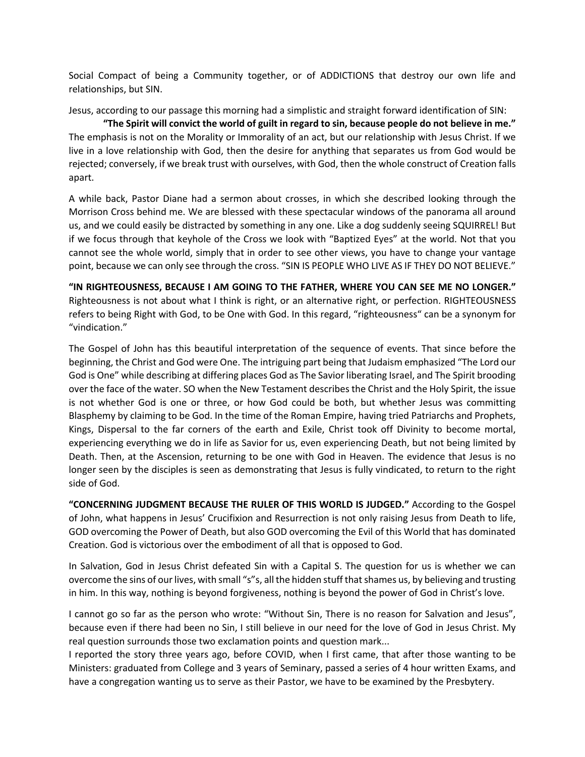Social Compact of being a Community together, or of ADDICTIONS that destroy our own life and relationships, but SIN.

Jesus, according to our passage this morning had a simplistic and straight forward identification of SIN:

**"The Spirit will convict the world of guilt in regard to sin, because people do not believe in me."** The emphasis is not on the Morality or Immorality of an act, but our relationship with Jesus Christ. If we live in a love relationship with God, then the desire for anything that separates us from God would be rejected; conversely, if we break trust with ourselves, with God, then the whole construct of Creation falls apart.

A while back, Pastor Diane had a sermon about crosses, in which she described looking through the Morrison Cross behind me. We are blessed with these spectacular windows of the panorama all around us, and we could easily be distracted by something in any one. Like a dog suddenly seeing SQUIRREL! But if we focus through that keyhole of the Cross we look with "Baptized Eyes" at the world. Not that you cannot see the whole world, simply that in order to see other views, you have to change your vantage point, because we can only see through the cross. "SIN IS PEOPLE WHO LIVE AS IF THEY DO NOT BELIEVE."

**"IN RIGHTEOUSNESS, BECAUSE I AM GOING TO THE FATHER, WHERE YOU CAN SEE ME NO LONGER."** Righteousness is not about what I think is right, or an alternative right, or perfection. RIGHTEOUSNESS refers to being Right with God, to be One with God. In this regard, "righteousness" can be a synonym for "vindication."

The Gospel of John has this beautiful interpretation of the sequence of events. That since before the beginning, the Christ and God were One. The intriguing part being that Judaism emphasized "The Lord our God is One" while describing at differing places God as The Savior liberating Israel, and The Spirit brooding over the face of the water. SO when the New Testament describes the Christ and the Holy Spirit, the issue is not whether God is one or three, or how God could be both, but whether Jesus was committing Blasphemy by claiming to be God. In the time of the Roman Empire, having tried Patriarchs and Prophets, Kings, Dispersal to the far corners of the earth and Exile, Christ took off Divinity to become mortal, experiencing everything we do in life as Savior for us, even experiencing Death, but not being limited by Death. Then, at the Ascension, returning to be one with God in Heaven. The evidence that Jesus is no longer seen by the disciples is seen as demonstrating that Jesus is fully vindicated, to return to the right side of God.

**"CONCERNING JUDGMENT BECAUSE THE RULER OF THIS WORLD IS JUDGED."** According to the Gospel of John, what happens in Jesus' Crucifixion and Resurrection is not only raising Jesus from Death to life, GOD overcoming the Power of Death, but also GOD overcoming the Evil of this World that has dominated Creation. God is victorious over the embodiment of all that is opposed to God.

In Salvation, God in Jesus Christ defeated Sin with a Capital S. The question for us is whether we can overcome the sins of our lives, with small "s"s, all the hidden stuff that shames us, by believing and trusting in him. In this way, nothing is beyond forgiveness, nothing is beyond the power of God in Christ's love.

I cannot go so far as the person who wrote: "Without Sin, There is no reason for Salvation and Jesus", because even if there had been no Sin, I still believe in our need for the love of God in Jesus Christ. My real question surrounds those two exclamation points and question mark...

I reported the story three years ago, before COVID, when I first came, that after those wanting to be Ministers: graduated from College and 3 years of Seminary, passed a series of 4 hour written Exams, and have a congregation wanting us to serve as their Pastor, we have to be examined by the Presbytery.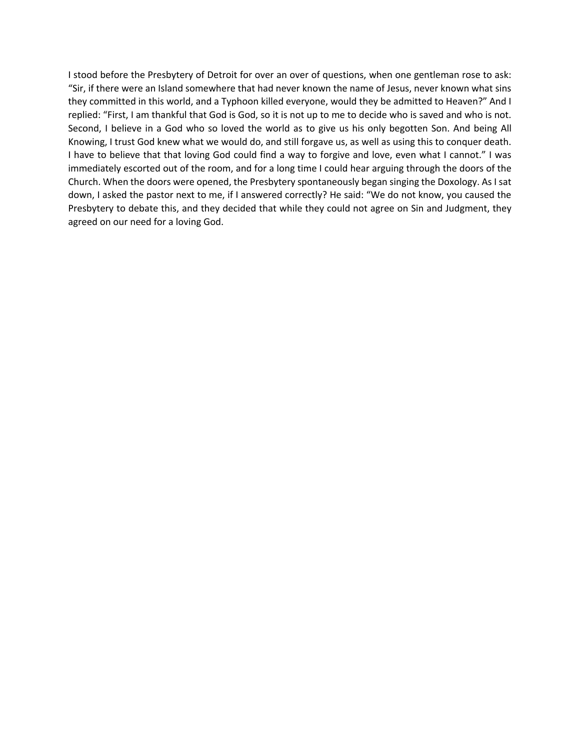I stood before the Presbytery of Detroit for over an over of questions, when one gentleman rose to ask: “Sir, if there were an Island somewhere that had never known the name of Jesus, never known what sins they committed in this world, and a Typhoon killed everyone, would they be admitted to Heaven?” And I replied: “First, I am thankful that God is God, so it is not up to me to decide who is saved and who is not. Second, I believe in a God who so loved the world as to give us his only begotten Son. And being All Knowing, I trust God knew what we would do, and still forgave us, as well as using this to conquer death. I have to believe that that loving God could find a way to forgive and love, even what I cannot.” I was immediately escorted out of the room, and for a long time I could hear arguing through the doors of the Church. When the doors were opened, the Presbytery spontaneously began singing the Doxology. As I sat down, I asked the pastor next to me, if I answered correctly? He said: “We do not know, you caused the Presbytery to debate this, and they decided that while they could not agree on Sin and Judgment, they agreed on our need for a loving God.